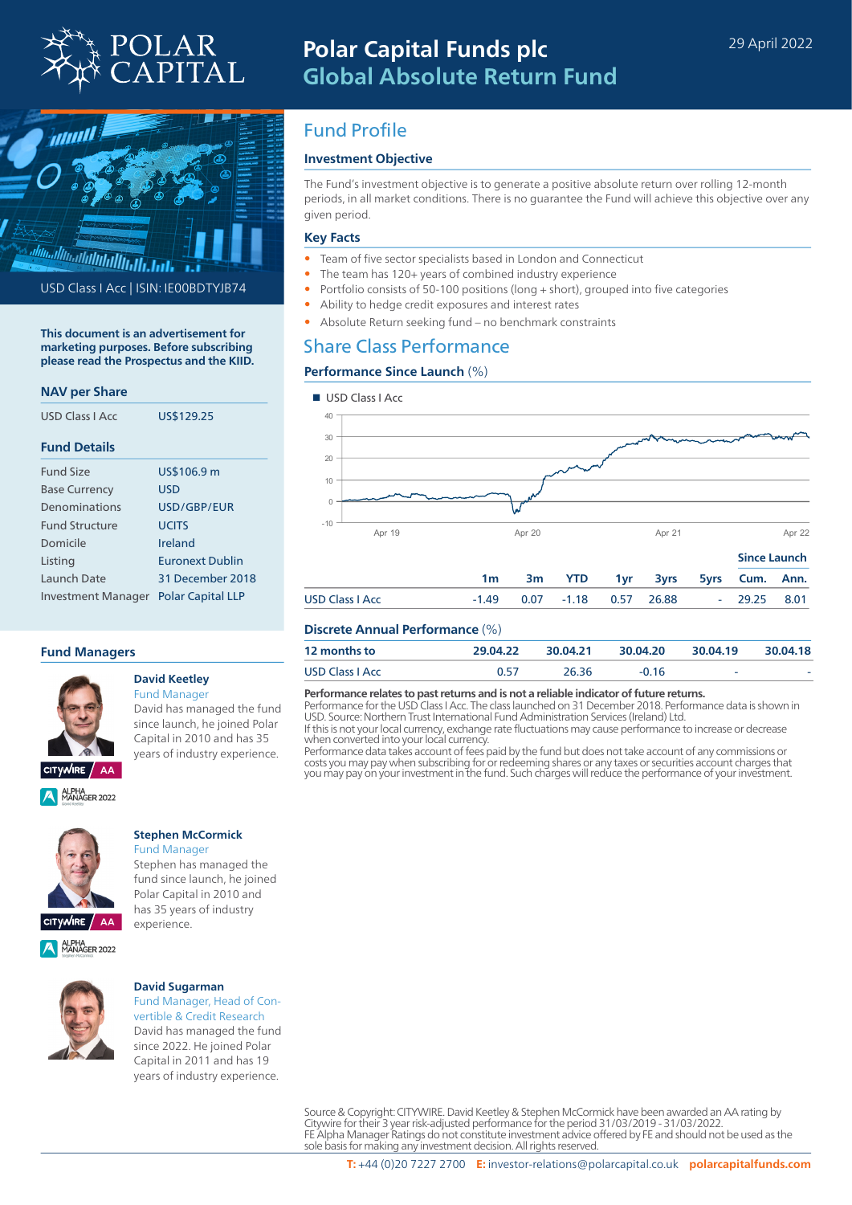# Polar Capital Funds plc
## Global Absolute Return Fund

29 April 2022

USD Class I Acc | ISIN: IE00BDTYJB74

**This document is an advertisement for marketing purposes. Before subscribing please read the Prospectus and the KIID.**

### NAV per Share

| | |
|---|---|
| USD Class I Acc | US$129.25 |

### Fund Details

| | |
|---|---|
| Fund Size | US$106.9 m |
| Base Currency | USD |
| Denominations | USD/GBP/EUR |
| Fund Structure | UCITS |
| Domicile | Ireland |
| Listing | Euronext Dublin |
| Launch Date | 31 December 2018 |
| Investment Manager | Polar Capital LLP |

### Fund Managers

**David Keetley**
Fund Manager
David has managed the fund since launch, he joined Polar Capital in 2010 and has 35 years of industry experience.

CITYWIRE AA
ALPHA MANAGER 2022

**Stephen McCormick**
Fund Manager
Stephen has managed the fund since launch, he joined Polar Capital in 2010 and has 35 years of industry experience.

CITYWIRE AA
ALPHA MANAGER 2022

**David Sugarman**
Fund Manager, Head of Convertible & Credit Research
David has managed the fund since 2022. He joined Polar Capital in 2011 and has 19 years of industry experience.

## Fund Profile

### Investment Objective

The Fund's investment objective is to generate a positive absolute return over rolling 12-month periods, in all market conditions. There is no guarantee the Fund will achieve this objective over any given period.

### Key Facts

- Team of five sector specialists based in London and Connecticut
- The team has 120+ years of combined industry experience
- Portfolio consists of 50-100 positions (long + short), grouped into five categories
- Ability to hedge credit exposures and interest rates
- Absolute Return seeking fund – no benchmark constraints

## Share Class Performance

### Performance Since Launch (%)

■ USD Class I Acc

| | 1m | 3m | YTD | 1yr | 3yrs | 5yrs | Since Launch Cum. | Since Launch Ann. |
|---|---|---|---|---|---|---|---|---|
| USD Class I Acc | -1.49 | 0.07 | -1.18 | 0.57 | 26.88 | - | 29.25 | 8.01 |

### Discrete Annual Performance (%)

| 12 months to | 29.04.22 | 30.04.21 | 30.04.20 | 30.04.19 | 30.04.18 |
|---|---|---|---|---|---|
| USD Class I Acc | 0.57 | 26.36 | -0.16 | - | - |

**Performance relates to past returns and is not a reliable indicator of future returns.**
Performance for the USD Class I Acc. The class launched on 31 December 2018. Performance data is shown in USD. Source: Northern Trust International Fund Administration Services (Ireland) Ltd.
If this is not your local currency, exchange rate fluctuations may cause performance to increase or decrease when converted into your local currency.
Performance data takes account of fees paid by the fund but does not take account of any commissions or costs you may pay when subscribing for or redeeming shares or any taxes or securities account charges that you may pay on your investment in the fund. Such charges will reduce the performance of your investment.

Source & Copyright: CITYWIRE. David Keetley & Stephen McCormick have been awarded an AA rating by Citywire for their 3 year risk-adjusted performance for the period 31/03/2019 - 31/03/2022.
FE Alpha Manager Ratings do not constitute investment advice offered by FE and should not be used as the sole basis for making any investment decision. All rights reserved.

**T:** +44 (0)20 7227 2700 **E:** investor-relations@polarcapital.co.uk **polarcapitalfunds.com**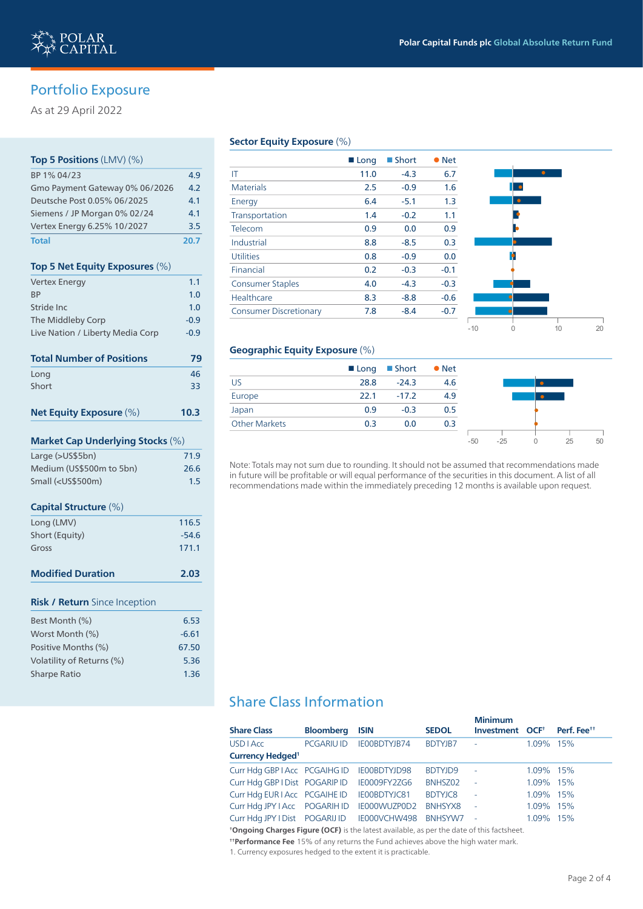## Portfolio Exposure

As at 29 April 2022

### Top 5 Positions (LMV) (%)

| | |
|---|---|
| BP 1% 04/23 | 4.9 |
| Gmo Payment Gateway 0% 06/2026 | 4.2 |
| Deutsche Post 0.05% 06/2025 | 4.1 |
| Siemens / JP Morgan 0% 02/24 | 4.1 |
| Vertex Energy 6.25% 10/2027 | 3.5 |
| **Total** | **20.7** |

### Top 5 Net Equity Exposures (%)

| | |
|---|---|
| Vertex Energy | 1.1 |
| BP | 1.0 |
| Stride Inc | 1.0 |
| The Middleby Corp | -0.9 |
| Live Nation / Liberty Media Corp | -0.9 |

### Total Number of Positions — 79

| | |
|---|---|
| Long | 46 |
| Short | 33 |

### Net Equity Exposure (%) — 10.3

### Market Cap Underlying Stocks (%)

| | |
|---|---|
| Large (>US$5bn) | 71.9 |
| Medium (US$500m to 5bn) | 26.6 |
| Small (<US$500m) | 1.5 |

### Capital Structure (%)

| | |
|---|---|
| Long (LMV) | 116.5 |
| Short (Equity) | -54.6 |
| Gross | 171.1 |

### Modified Duration — 2.03

### Risk / Return Since Inception

| | |
|---|---|
| Best Month (%) | 6.53 |
| Worst Month (%) | -6.61 |
| Positive Months (%) | 67.50 |
| Volatility of Returns (%) | 5.36 |
| Sharpe Ratio | 1.36 |

### Sector Equity Exposure (%)

| | Long | Short | Net |
|---|---|---|---|
| IT | 11.0 | -4.3 | 6.7 |
| Materials | 2.5 | -0.9 | 1.6 |
| Energy | 6.4 | -5.1 | 1.3 |
| Transportation | 1.4 | -0.2 | 1.1 |
| Telecom | 0.9 | 0.0 | 0.9 |
| Industrial | 8.8 | -8.5 | 0.3 |
| Utilities | 0.8 | -0.9 | 0.0 |
| Financial | 0.2 | -0.3 | -0.1 |
| Consumer Staples | 4.0 | -4.3 | -0.3 |
| Healthcare | 8.3 | -8.8 | -0.6 |
| Consumer Discretionary | 7.8 | -8.4 | -0.7 |

### Geographic Equity Exposure (%)

| | Long | Short | Net |
|---|---|---|---|
| US | 28.8 | -24.3 | 4.6 |
| Europe | 22.1 | -17.2 | 4.9 |
| Japan | 0.9 | -0.3 | 0.5 |
| Other Markets | 0.3 | 0.0 | 0.3 |

Note: Totals may not sum due to rounding. It should not be assumed that recommendations made in future will be profitable or will equal performance of the securities in this document. A list of all recommendations made within the immediately preceding 12 months is available upon request.

## Share Class Information

| Share Class | Bloomberg | ISIN | SEDOL | Minimum Investment | OCF† | Perf. Fee†† |
|---|---|---|---|---|---|---|
| USD I Acc | PCGARIU ID | IE00BDTYJB74 | BDTYJB7 | - | 1.09% | 15% |
| **Currency Hedged**[1] | | | | | | |
| Curr Hdg GBP I Acc | PCGAIHG ID | IE00BDTYJD98 | BDTYJD9 | - | 1.09% | 15% |
| Curr Hdg GBP I Dist | POGARIP ID | IE0009FY2ZG6 | BNHSZ02 | - | 1.09% | 15% |
| Curr Hdg EUR I Acc | PCGAIHE ID | IE00BDTYJC81 | BDTYJC8 | - | 1.09% | 15% |
| Curr Hdg JPY I Acc | POGARIH ID | IE000WUZP0D2 | BNHSYX8 | - | 1.09% | 15% |
| Curr Hdg JPY I Dist | POGARIJ ID | IE000VCHW498 | BNHSYW7 | - | 1.09% | 15% |

†**Ongoing Charges Figure (OCF)** is the latest available, as per the date of this factsheet.

††**Performance Fee** 15% of any returns the Fund achieves above the high water mark.

1. Currency exposures hedged to the extent it is practicable.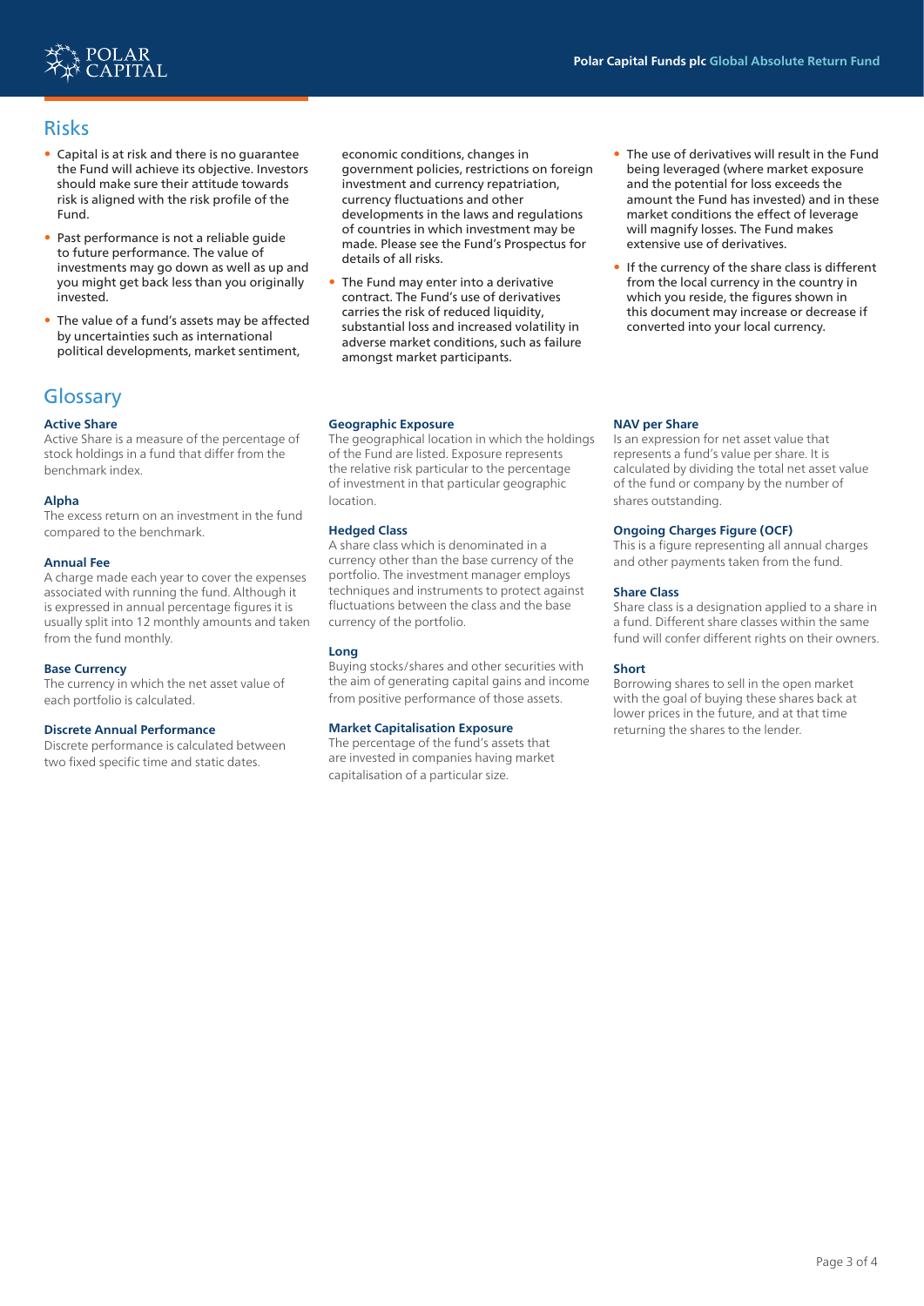## Risks

- Capital is at risk and there is no guarantee the Fund will achieve its objective. Investors should make sure their attitude towards risk is aligned with the risk profile of the Fund.
- Past performance is not a reliable guide to future performance. The value of investments may go down as well as up and you might get back less than you originally invested.
- The value of a fund's assets may be affected by uncertainties such as international political developments, market sentiment, economic conditions, changes in government policies, restrictions on foreign investment and currency repatriation, currency fluctuations and other developments in the laws and regulations of countries in which investment may be made. Please see the Fund's Prospectus for details of all risks.
- The Fund may enter into a derivative contract. The Fund's use of derivatives carries the risk of reduced liquidity, substantial loss and increased volatility in adverse market conditions, such as failure amongst market participants.
- The use of derivatives will result in the Fund being leveraged (where market exposure and the potential for loss exceeds the amount the Fund has invested) and in these market conditions the effect of leverage will magnify losses. The Fund makes extensive use of derivatives.
- If the currency of the share class is different from the local currency in the country in which you reside, the figures shown in this document may increase or decrease if converted into your local currency.

## Glossary

**Active Share**
Active Share is a measure of the percentage of stock holdings in a fund that differ from the benchmark index.

**Alpha**
The excess return on an investment in the fund compared to the benchmark.

**Annual Fee**
A charge made each year to cover the expenses associated with running the fund. Although it is expressed in annual percentage figures it is usually split into 12 monthly amounts and taken from the fund monthly.

**Base Currency**
The currency in which the net asset value of each portfolio is calculated.

**Discrete Annual Performance**
Discrete performance is calculated between two fixed specific time and static dates.

**Geographic Exposure**
The geographical location in which the holdings of the Fund are listed. Exposure represents the relative risk particular to the percentage of investment in that particular geographic location.

**Hedged Class**
A share class which is denominated in a currency other than the base currency of the portfolio. The investment manager employs techniques and instruments to protect against fluctuations between the class and the base currency of the portfolio.

**Long**
Buying stocks/shares and other securities with the aim of generating capital gains and income from positive performance of those assets.

**Market Capitalisation Exposure**
The percentage of the fund's assets that are invested in companies having market capitalisation of a particular size.

**NAV per Share**
Is an expression for net asset value that represents a fund's value per share. It is calculated by dividing the total net asset value of the fund or company by the number of shares outstanding.

**Ongoing Charges Figure (OCF)**
This is a figure representing all annual charges and other payments taken from the fund.

**Share Class**
Share class is a designation applied to a share in a fund. Different share classes within the same fund will confer different rights on their owners.

**Short**
Borrowing shares to sell in the open market with the goal of buying these shares back at lower prices in the future, and at that time returning the shares to the lender.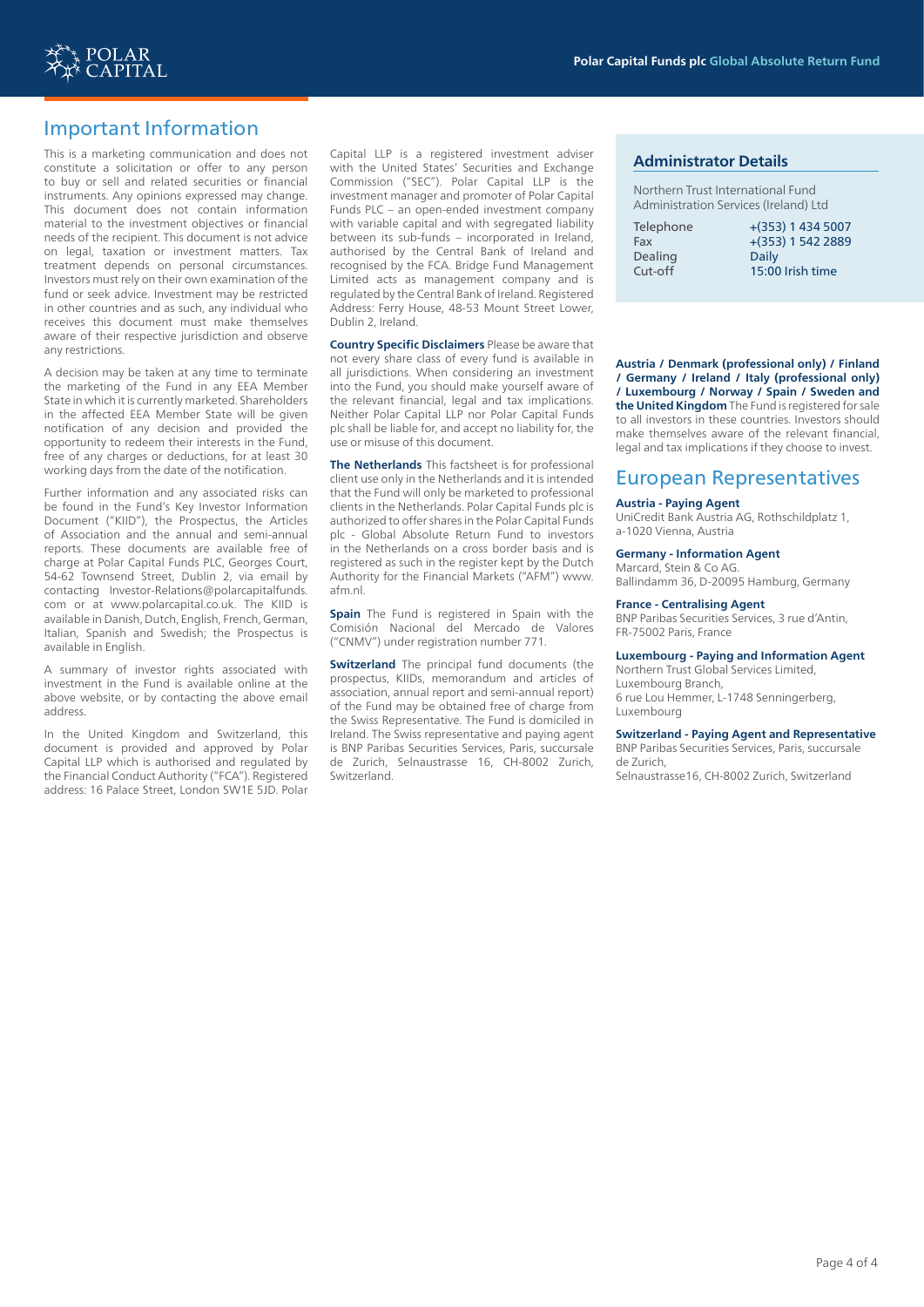## Important Information

This is a marketing communication and does not constitute a solicitation or offer to any person to buy or sell and related securities or financial instruments. Any opinions expressed may change. This document does not contain information material to the investment objectives or financial needs of the recipient. This document is not advice on legal, taxation or investment matters. Tax treatment depends on personal circumstances. Investors must rely on their own examination of the fund or seek advice. Investment may be restricted in other countries and as such, any individual who receives this document must make themselves aware of their respective jurisdiction and observe any restrictions.

A decision may be taken at any time to terminate the marketing of the Fund in any EEA Member State in which it is currently marketed. Shareholders in the affected EEA Member State will be given notification of any decision and provided the opportunity to redeem their interests in the Fund, free of any charges or deductions, for at least 30 working days from the date of the notification.

Further information and any associated risks can be found in the Fund's Key Investor Information Document ("KIID"), the Prospectus, the Articles of Association and the annual and semi-annual reports. These documents are available free of charge at Polar Capital Funds PLC, Georges Court, 54-62 Townsend Street, Dublin 2, via email by contacting Investor-Relations@polarcapitalfunds.com or at www.polarcapital.co.uk. The KIID is available in Danish, Dutch, English, French, German, Italian, Spanish and Swedish; the Prospectus is available in English.

A summary of investor rights associated with investment in the Fund is available online at the above website, or by contacting the above email address.

In the United Kingdom and Switzerland, this document is provided and approved by Polar Capital LLP which is authorised and regulated by the Financial Conduct Authority ("FCA"). Registered address: 16 Palace Street, London SW1E 5JD. Polar Capital LLP is a registered investment adviser with the United States' Securities and Exchange Commission ("SEC"). Polar Capital LLP is the investment manager and promoter of Polar Capital Funds PLC – an open-ended investment company with variable capital and with segregated liability between its sub-funds – incorporated in Ireland, authorised by the Central Bank of Ireland and recognised by the FCA. Bridge Fund Management Limited acts as management company and is regulated by the Central Bank of Ireland. Registered Address: Ferry House, 48-53 Mount Street Lower, Dublin 2, Ireland.

**Country Specific Disclaimers** Please be aware that not every share class of every fund is available in all jurisdictions. When considering an investment into the Fund, you should make yourself aware of the relevant financial, legal and tax implications. Neither Polar Capital LLP nor Polar Capital Funds plc shall be liable for, and accept no liability for, the use or misuse of this document.

**The Netherlands** This factsheet is for professional client use only in the Netherlands and it is intended that the Fund will only be marketed to professional clients in the Netherlands. Polar Capital Funds plc is authorized to offer shares in the Polar Capital Funds plc - Global Absolute Return Fund to investors in the Netherlands on a cross border basis and is registered as such in the register kept by the Dutch Authority for the Financial Markets ("AFM") www.afm.nl.

**Spain** The Fund is registered in Spain with the Comisión Nacional del Mercado de Valores ("CNMV") under registration number 771.

**Switzerland** The principal fund documents (the prospectus, KIIDs, memorandum and articles of association, annual report and semi-annual report) of the Fund may be obtained free of charge from the Swiss Representative. The Fund is domiciled in Ireland. The Swiss representative and paying agent is BNP Paribas Securities Services, Paris, succursale de Zurich, Selnaustrasse 16, CH-8002 Zurich, Switzerland.

### Administrator Details

Northern Trust International Fund Administration Services (Ireland) Ltd

| | |
|---|---|
| Telephone | +(353) 1 434 5007 |
| Fax | +(353) 1 542 2889 |
| Dealing | Daily |
| Cut-off | 15:00 Irish time |

**Austria / Denmark (professional only) / Finland / Germany / Ireland / Italy (professional only) / Luxembourg / Norway / Spain / Sweden and the United Kingdom** The Fund is registered for sale to all investors in these countries. Investors should make themselves aware of the relevant financial, legal and tax implications if they choose to invest.

## European Representatives

**Austria - Paying Agent**
UniCredit Bank Austria AG, Rothschildplatz 1, a-1020 Vienna, Austria

**Germany - Information Agent**
Marcard, Stein & Co AG.
Ballindamm 36, D-20095 Hamburg, Germany

**France - Centralising Agent**
BNP Paribas Securities Services, 3 rue d'Antin, FR-75002 Paris, France

**Luxembourg - Paying and Information Agent**
Northern Trust Global Services Limited, Luxembourg Branch,
6 rue Lou Hemmer, L-1748 Senningerberg, Luxembourg

**Switzerland - Paying Agent and Representative**
BNP Paribas Securities Services, Paris, succursale de Zurich,
Selnaustrasse16, CH-8002 Zurich, Switzerland